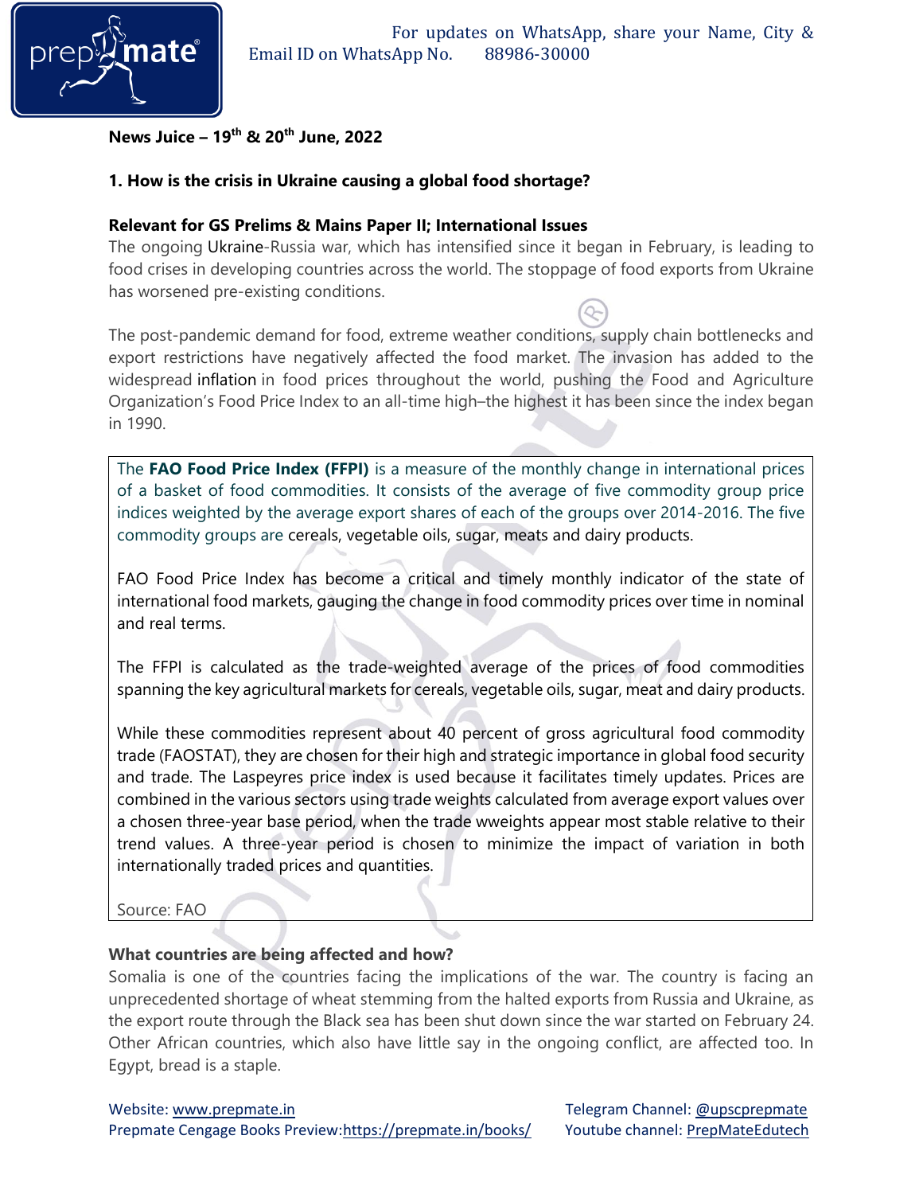**News Juice – 19th & 20th June, 2022**

## 1. How is the crisis in Ukraine causing a global food shortage?

**Relevant for GS Prelims & Mains Paper II; International Issues**

The ongoing Ukraine-Russia war, which has intensified since it began in February, is leading to food crises in developing countries across the world. The stoppage of food exports from Ukraine has worsened pre-existing conditions.

The post-pandemic demand for food, extreme weather conditions, supply chain bottlenecks and export restrictions have negatively affected the food market. The invasion has added to the widespread inflation in food prices throughout the world, pushing the Food and Agriculture Organization's Food Price Index to an all-time high–the highest it has been since the index began in 1990.

> The **FAO Food Price Index (FFPI)** is a measure of the monthly change in international prices of a basket of food commodities. It consists of the average of five commodity group price indices weighted by the average export shares of each of the groups over 2014-2016. The five commodity groups are cereals, vegetable oils, sugar, meats and dairy products.
>
> FAO Food Price Index has become a critical and timely monthly indicator of the state of international food markets, gauging the change in food commodity prices over time in nominal and real terms.
>
> The FFPI is calculated as the trade-weighted average of the prices of food commodities spanning the key agricultural markets for cereals, vegetable oils, sugar, meat and dairy products.
>
> While these commodities represent about 40 percent of gross agricultural food commodity trade (FAOSTAT), they are chosen for their high and strategic importance in global food security and trade. The Laspeyres price index is used because it facilitates timely updates. Prices are combined in the various sectors using trade weights calculated from average export values over a chosen three-year base period, when the trade wweights appear most stable relative to their trend values. A three-year period is chosen to minimize the impact of variation in both internationally traded prices and quantities.
>
> Source: FAO

**What countries are being affected and how?**

Somalia is one of the countries facing the implications of the war. The country is facing an unprecedented shortage of wheat stemming from the halted exports from Russia and Ukraine, as the export route through the Black sea has been shut down since the war started on February 24. Other African countries, which also have little say in the ongoing conflict, are affected too. In Egypt, bread is a staple.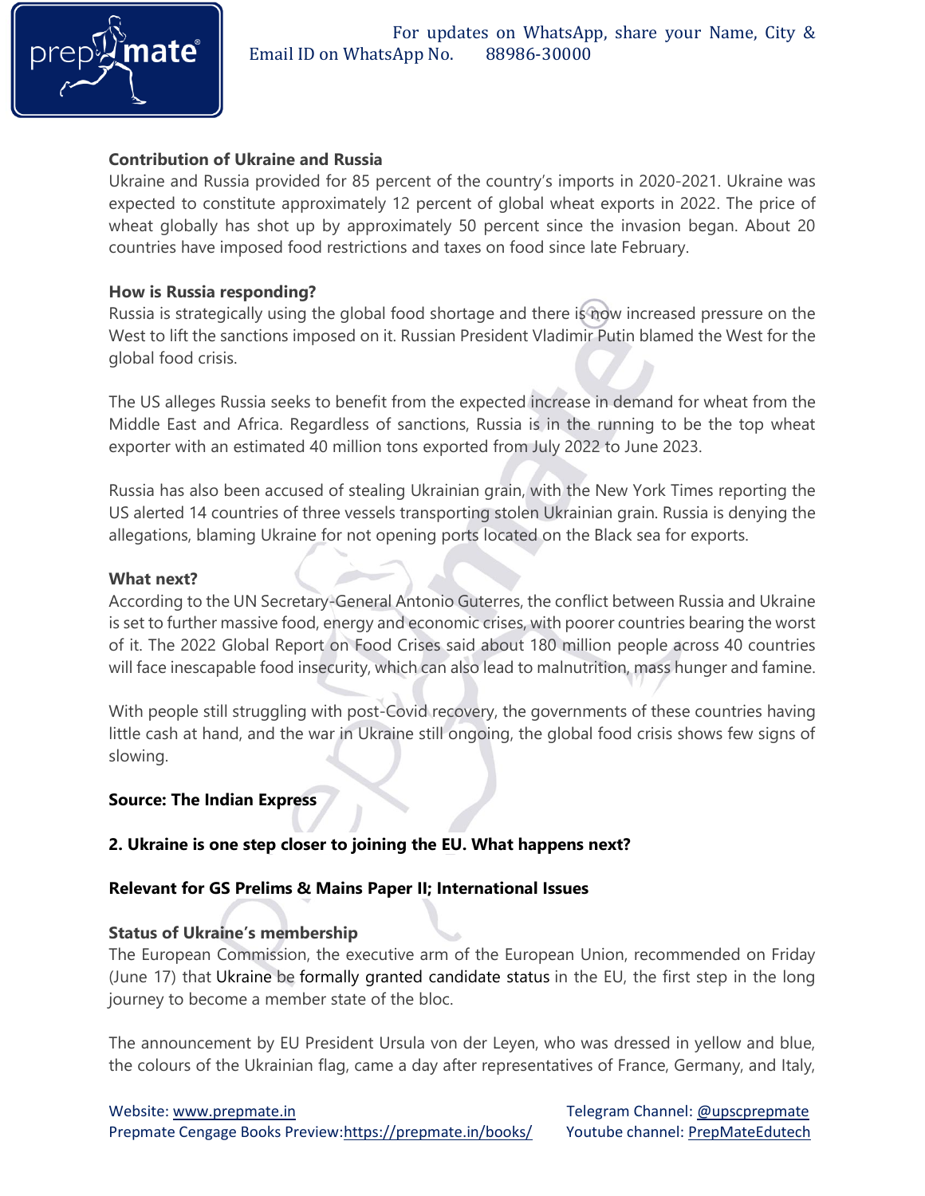**Contribution of Ukraine and Russia**

Ukraine and Russia provided for 85 percent of the country's imports in 2020-2021. Ukraine was expected to constitute approximately 12 percent of global wheat exports in 2022. The price of wheat globally has shot up by approximately 50 percent since the invasion began. About 20 countries have imposed food restrictions and taxes on food since late February.

**How is Russia responding?**

Russia is strategically using the global food shortage and there is now increased pressure on the West to lift the sanctions imposed on it. Russian President Vladimir Putin blamed the West for the global food crisis.

The US alleges Russia seeks to benefit from the expected increase in demand for wheat from the Middle East and Africa. Regardless of sanctions, Russia is in the running to be the top wheat exporter with an estimated 40 million tons exported from July 2022 to June 2023.

Russia has also been accused of stealing Ukrainian grain, with the New York Times reporting the US alerted 14 countries of three vessels transporting stolen Ukrainian grain. Russia is denying the allegations, blaming Ukraine for not opening ports located on the Black sea for exports.

**What next?**

According to the UN Secretary-General Antonio Guterres, the conflict between Russia and Ukraine is set to further massive food, energy and economic crises, with poorer countries bearing the worst of it. The 2022 Global Report on Food Crises said about 180 million people across 40 countries will face inescapable food insecurity, which can also lead to malnutrition, mass hunger and famine.

With people still struggling with post-Covid recovery, the governments of these countries having little cash at hand, and the war in Ukraine still ongoing, the global food crisis shows few signs of slowing.

**Source: The Indian Express**

## 2. Ukraine is one step closer to joining the EU. What happens next?

**Relevant for GS Prelims & Mains Paper II; International Issues**

**Status of Ukraine's membership**

The European Commission, the executive arm of the European Union, recommended on Friday (June 17) that Ukraine be formally granted candidate status in the EU, the first step in the long journey to become a member state of the bloc.

The announcement by EU President Ursula von der Leyen, who was dressed in yellow and blue, the colours of the Ukrainian flag, came a day after representatives of France, Germany, and Italy,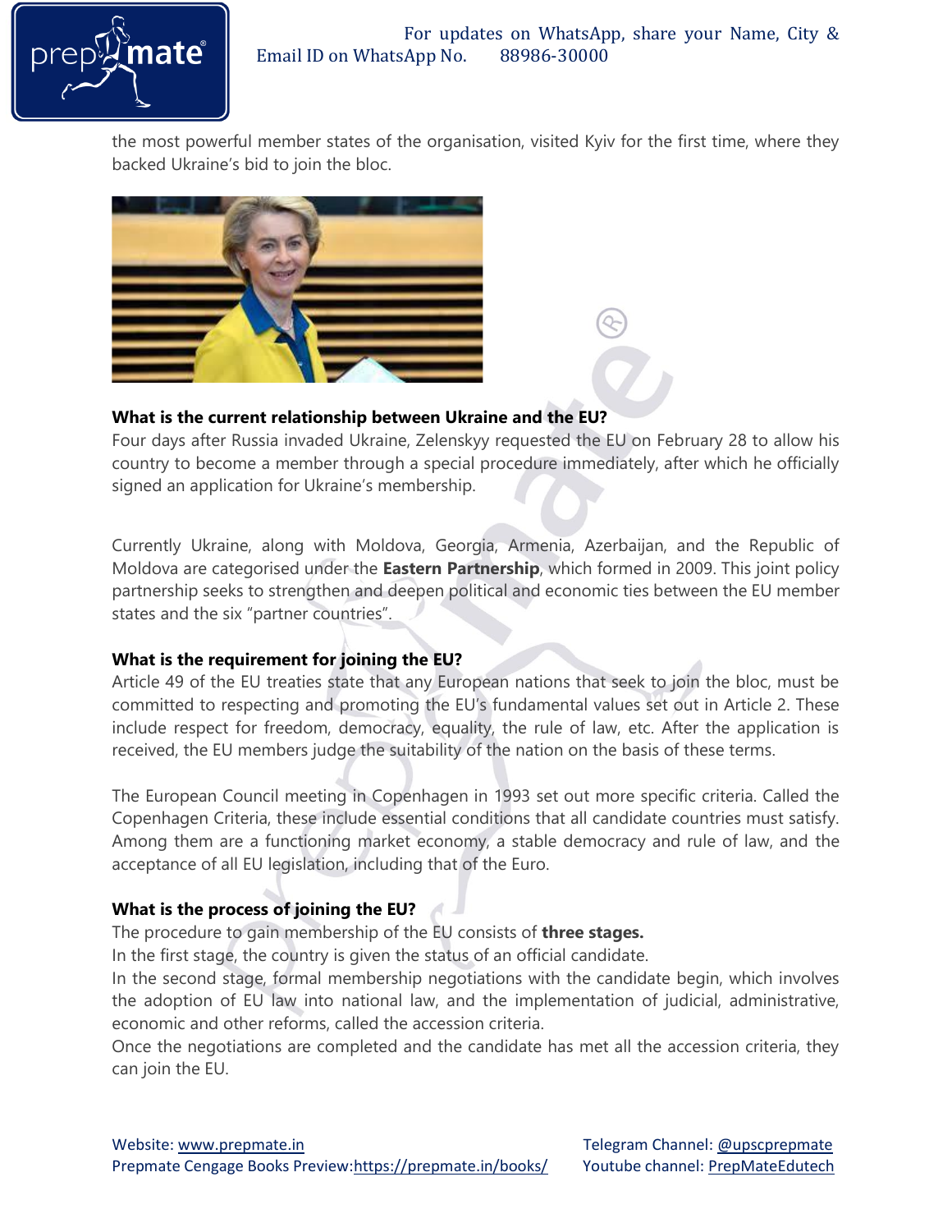the most powerful member states of the organisation, visited Kyiv for the first time, where they backed Ukraine's bid to join the bloc.

**What is the current relationship between Ukraine and the EU?**

Four days after Russia invaded Ukraine, Zelenskyy requested the EU on February 28 to allow his country to become a member through a special procedure immediately, after which he officially signed an application for Ukraine's membership.

Currently Ukraine, along with Moldova, Georgia, Armenia, Azerbaijan, and the Republic of Moldova are categorised under the **Eastern Partnership**, which formed in 2009. This joint policy partnership seeks to strengthen and deepen political and economic ties between the EU member states and the six "partner countries".

**What is the requirement for joining the EU?**

Article 49 of the EU treaties state that any European nations that seek to join the bloc, must be committed to respecting and promoting the EU's fundamental values set out in Article 2. These include respect for freedom, democracy, equality, the rule of law, etc. After the application is received, the EU members judge the suitability of the nation on the basis of these terms.

The European Council meeting in Copenhagen in 1993 set out more specific criteria. Called the Copenhagen Criteria, these include essential conditions that all candidate countries must satisfy. Among them are a functioning market economy, a stable democracy and rule of law, and the acceptance of all EU legislation, including that of the Euro.

**What is the process of joining the EU?**

The procedure to gain membership of the EU consists of **three stages.**

In the first stage, the country is given the status of an official candidate.

In the second stage, formal membership negotiations with the candidate begin, which involves the adoption of EU law into national law, and the implementation of judicial, administrative, economic and other reforms, called the accession criteria.

Once the negotiations are completed and the candidate has met all the accession criteria, they can join the EU.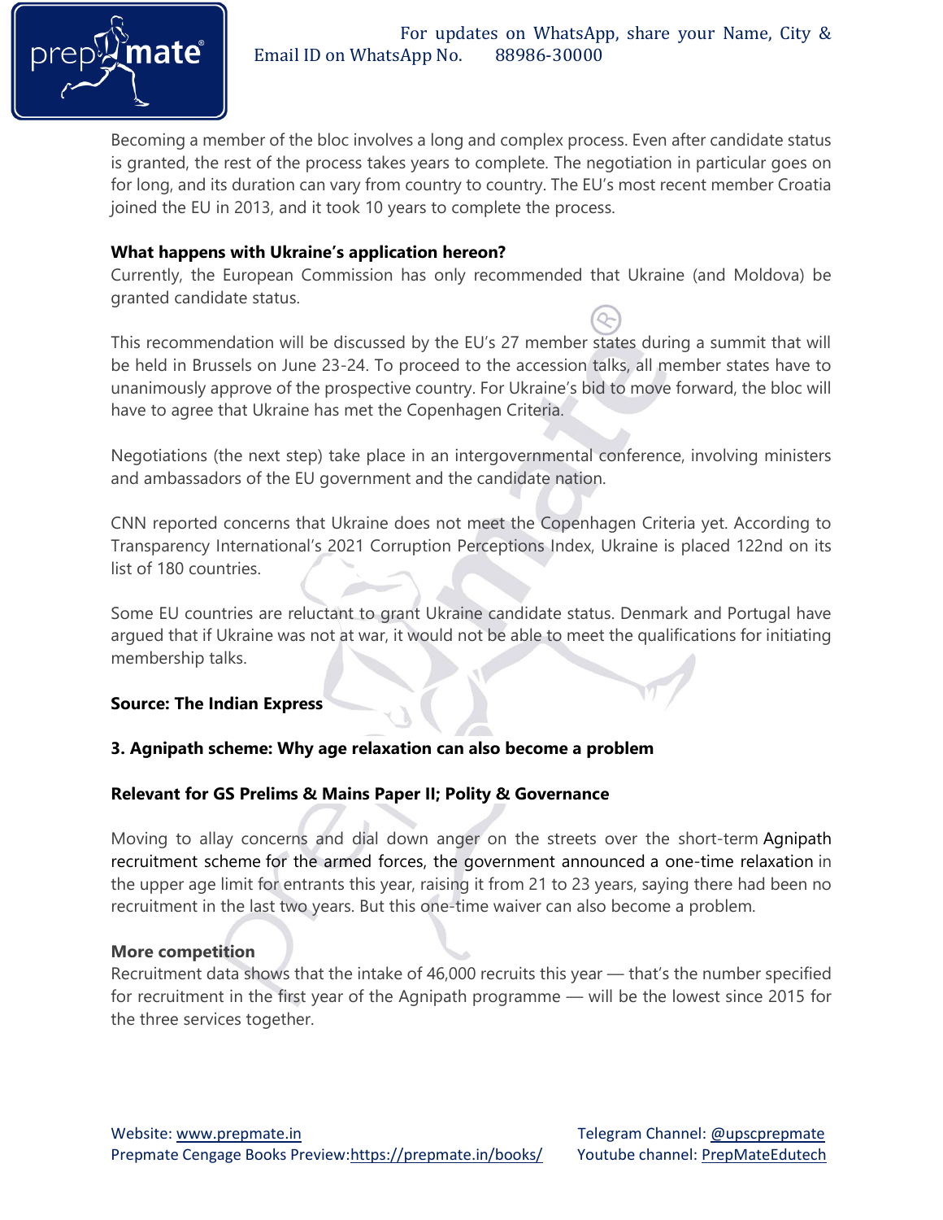Becoming a member of the bloc involves a long and complex process. Even after candidate status is granted, the rest of the process takes years to complete. The negotiation in particular goes on for long, and its duration can vary from country to country. The EU's most recent member Croatia joined the EU in 2013, and it took 10 years to complete the process.

**What happens with Ukraine's application hereon?**

Currently, the European Commission has only recommended that Ukraine (and Moldova) be granted candidate status.

This recommendation will be discussed by the EU's 27 member states during a summit that will be held in Brussels on June 23-24. To proceed to the accession talks, all member states have to unanimously approve of the prospective country. For Ukraine's bid to move forward, the bloc will have to agree that Ukraine has met the Copenhagen Criteria.

Negotiations (the next step) take place in an intergovernmental conference, involving ministers and ambassadors of the EU government and the candidate nation.

CNN reported concerns that Ukraine does not meet the Copenhagen Criteria yet. According to Transparency International's 2021 Corruption Perceptions Index, Ukraine is placed 122nd on its list of 180 countries.

Some EU countries are reluctant to grant Ukraine candidate status. Denmark and Portugal have argued that if Ukraine was not at war, it would not be able to meet the qualifications for initiating membership talks.

**Source: The Indian Express**

**3. Agnipath scheme: Why age relaxation can also become a problem**

**Relevant for GS Prelims & Mains Paper II; Polity & Governance**

Moving to allay concerns and dial down anger on the streets over the short-term Agnipath recruitment scheme for the armed forces, the government announced a one-time relaxation in the upper age limit for entrants this year, raising it from 21 to 23 years, saying there had been no recruitment in the last two years. But this one-time waiver can also become a problem.

**More competition**

Recruitment data shows that the intake of 46,000 recruits this year — that's the number specified for recruitment in the first year of the Agnipath programme — will be the lowest since 2015 for the three services together.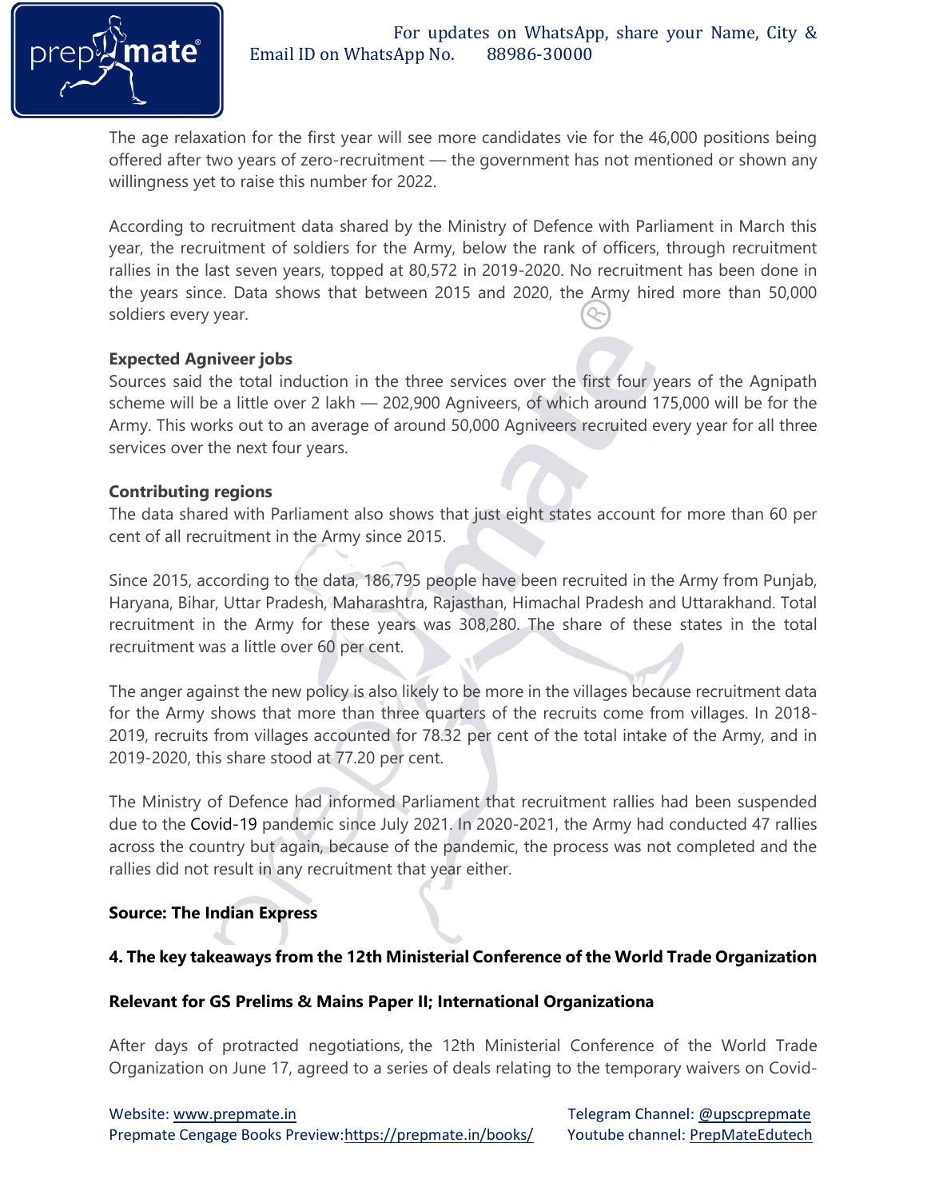The age relaxation for the first year will see more candidates vie for the 46,000 positions being offered after two years of zero-recruitment — the government has not mentioned or shown any willingness yet to raise this number for 2022.

According to recruitment data shared by the Ministry of Defence with Parliament in March this year, the recruitment of soldiers for the Army, below the rank of officers, through recruitment rallies in the last seven years, topped at 80,572 in 2019-2020. No recruitment has been done in the years since. Data shows that between 2015 and 2020, the Army hired more than 50,000 soldiers every year.

**Expected Agniveer jobs**

Sources said the total induction in the three services over the first four years of the Agnipath scheme will be a little over 2 lakh — 202,900 Agniveers, of which around 175,000 will be for the Army. This works out to an average of around 50,000 Agniveers recruited every year for all three services over the next four years.

**Contributing regions**

The data shared with Parliament also shows that just eight states account for more than 60 per cent of all recruitment in the Army since 2015.

Since 2015, according to the data, 186,795 people have been recruited in the Army from Punjab, Haryana, Bihar, Uttar Pradesh, Maharashtra, Rajasthan, Himachal Pradesh and Uttarakhand. Total recruitment in the Army for these years was 308,280. The share of these states in the total recruitment was a little over 60 per cent.

The anger against the new policy is also likely to be more in the villages because recruitment data for the Army shows that more than three quarters of the recruits come from villages. In 2018-2019, recruits from villages accounted for 78.32 per cent of the total intake of the Army, and in 2019-2020, this share stood at 77.20 per cent.

The Ministry of Defence had informed Parliament that recruitment rallies had been suspended due to the Covid-19 pandemic since July 2021. In 2020-2021, the Army had conducted 47 rallies across the country but again, because of the pandemic, the process was not completed and the rallies did not result in any recruitment that year either.

**Source: The Indian Express**

## 4. The key takeaways from the 12th Ministerial Conference of the World Trade Organization

**Relevant for GS Prelims & Mains Paper II; International Organizationa**

After days of protracted negotiations, the 12th Ministerial Conference of the World Trade Organization on June 17, agreed to a series of deals relating to the temporary waivers on Covid-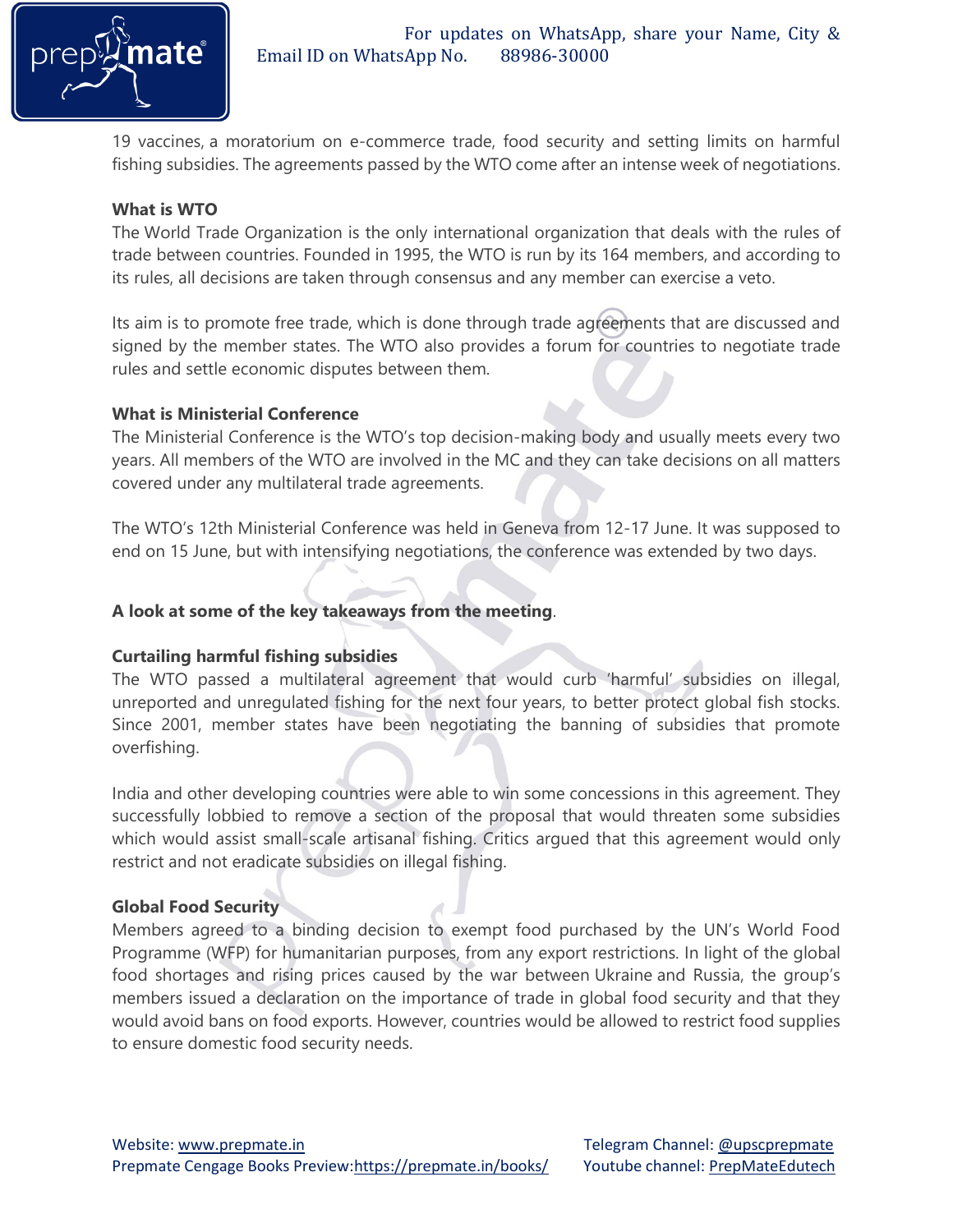19 vaccines, a moratorium on e-commerce trade, food security and setting limits on harmful fishing subsidies. The agreements passed by the WTO come after an intense week of negotiations.

**What is WTO**

The World Trade Organization is the only international organization that deals with the rules of trade between countries. Founded in 1995, the WTO is run by its 164 members, and according to its rules, all decisions are taken through consensus and any member can exercise a veto.

Its aim is to promote free trade, which is done through trade agreements that are discussed and signed by the member states. The WTO also provides a forum for countries to negotiate trade rules and settle economic disputes between them.

**What is Ministerial Conference**

The Ministerial Conference is the WTO's top decision-making body and usually meets every two years. All members of the WTO are involved in the MC and they can take decisions on all matters covered under any multilateral trade agreements.

The WTO's 12th Ministerial Conference was held in Geneva from 12-17 June. It was supposed to end on 15 June, but with intensifying negotiations, the conference was extended by two days.

**A look at some of the key takeaways from the meeting**.

**Curtailing harmful fishing subsidies**

The WTO passed a multilateral agreement that would curb 'harmful' subsidies on illegal, unreported and unregulated fishing for the next four years, to better protect global fish stocks. Since 2001, member states have been negotiating the banning of subsidies that promote overfishing.

India and other developing countries were able to win some concessions in this agreement. They successfully lobbied to remove a section of the proposal that would threaten some subsidies which would assist small-scale artisanal fishing. Critics argued that this agreement would only restrict and not eradicate subsidies on illegal fishing.

**Global Food Security**

Members agreed to a binding decision to exempt food purchased by the UN's World Food Programme (WFP) for humanitarian purposes, from any export restrictions. In light of the global food shortages and rising prices caused by the war between Ukraine and Russia, the group's members issued a declaration on the importance of trade in global food security and that they would avoid bans on food exports. However, countries would be allowed to restrict food supplies to ensure domestic food security needs.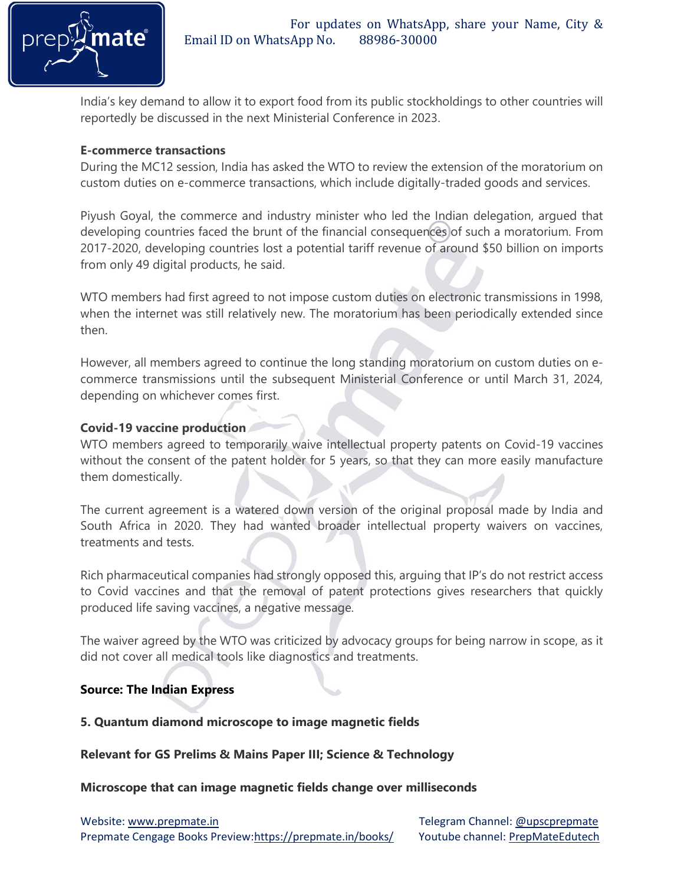India's key demand to allow it to export food from its public stockholdings to other countries will reportedly be discussed in the next Ministerial Conference in 2023.

**E-commerce transactions**

During the MC12 session, India has asked the WTO to review the extension of the moratorium on custom duties on e-commerce transactions, which include digitally-traded goods and services.

Piyush Goyal, the commerce and industry minister who led the Indian delegation, argued that developing countries faced the brunt of the financial consequences of such a moratorium. From 2017-2020, developing countries lost a potential tariff revenue of around $50 billion on imports from only 49 digital products, he said.

WTO members had first agreed to not impose custom duties on electronic transmissions in 1998, when the internet was still relatively new. The moratorium has been periodically extended since then.

However, all members agreed to continue the long standing moratorium on custom duties on e-commerce transmissions until the subsequent Ministerial Conference or until March 31, 2024, depending on whichever comes first.

**Covid-19 vaccine production**

WTO members agreed to temporarily waive intellectual property patents on Covid-19 vaccines without the consent of the patent holder for 5 years, so that they can more easily manufacture them domestically.

The current agreement is a watered down version of the original proposal made by India and South Africa in 2020. They had wanted broader intellectual property waivers on vaccines, treatments and tests.

Rich pharmaceutical companies had strongly opposed this, arguing that IP's do not restrict access to Covid vaccines and that the removal of patent protections gives researchers that quickly produced life saving vaccines, a negative message.

The waiver agreed by the WTO was criticized by advocacy groups for being narrow in scope, as it did not cover all medical tools like diagnostics and treatments.

**Source: The Indian Express**

**5. Quantum diamond microscope to image magnetic fields**

**Relevant for GS Prelims & Mains Paper III; Science & Technology**

**Microscope that can image magnetic fields change over milliseconds**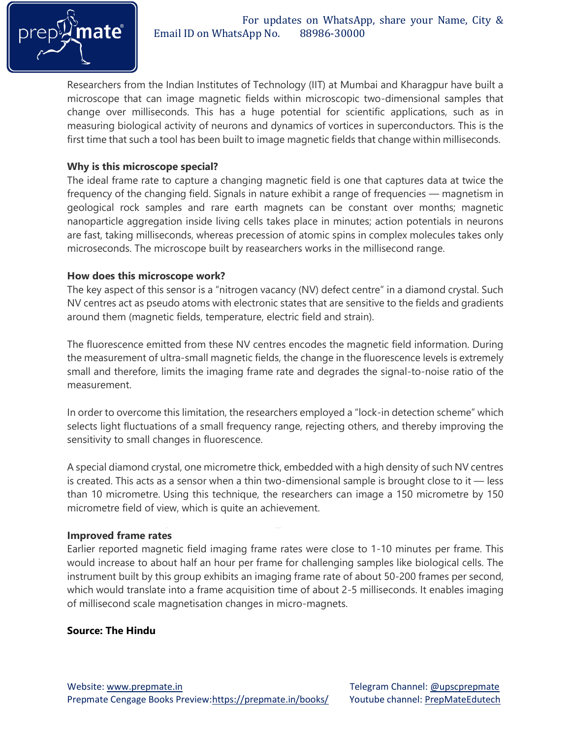Researchers from the Indian Institutes of Technology (IIT) at Mumbai and Kharagpur have built a microscope that can image magnetic fields within microscopic two-dimensional samples that change over milliseconds. This has a huge potential for scientific applications, such as in measuring biological activity of neurons and dynamics of vortices in superconductors. This is the first time that such a tool has been built to image magnetic fields that change within milliseconds.

**Why is this microscope special?**

The ideal frame rate to capture a changing magnetic field is one that captures data at twice the frequency of the changing field. Signals in nature exhibit a range of frequencies — magnetism in geological rock samples and rare earth magnets can be constant over months; magnetic nanoparticle aggregation inside living cells takes place in minutes; action potentials in neurons are fast, taking milliseconds, whereas precession of atomic spins in complex molecules takes only microseconds. The microscope built by reasearchers works in the millisecond range.

**How does this microscope work?**

The key aspect of this sensor is a "nitrogen vacancy (NV) defect centre" in a diamond crystal. Such NV centres act as pseudo atoms with electronic states that are sensitive to the fields and gradients around them (magnetic fields, temperature, electric field and strain).

The fluorescence emitted from these NV centres encodes the magnetic field information. During the measurement of ultra-small magnetic fields, the change in the fluorescence levels is extremely small and therefore, limits the imaging frame rate and degrades the signal-to-noise ratio of the measurement.

In order to overcome this limitation, the researchers employed a "lock-in detection scheme" which selects light fluctuations of a small frequency range, rejecting others, and thereby improving the sensitivity to small changes in fluorescence.

A special diamond crystal, one micrometre thick, embedded with a high density of such NV centres is created. This acts as a sensor when a thin two-dimensional sample is brought close to it — less than 10 micrometre. Using this technique, the researchers can image a 150 micrometre by 150 micrometre field of view, which is quite an achievement.

**Improved frame rates**

Earlier reported magnetic field imaging frame rates were close to 1-10 minutes per frame. This would increase to about half an hour per frame for challenging samples like biological cells. The instrument built by this group exhibits an imaging frame rate of about 50-200 frames per second, which would translate into a frame acquisition time of about 2-5 milliseconds. It enables imaging of millisecond scale magnetisation changes in micro-magnets.

**Source: The Hindu**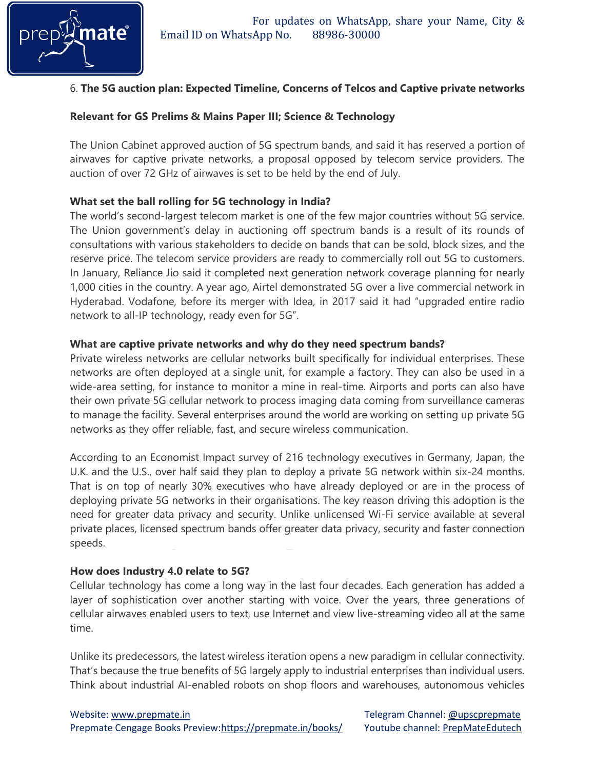6. **The 5G auction plan: Expected Timeline, Concerns of Telcos and Captive private networks**

**Relevant for GS Prelims & Mains Paper III; Science & Technology**

The Union Cabinet approved auction of 5G spectrum bands, and said it has reserved a portion of airwaves for captive private networks, a proposal opposed by telecom service providers. The auction of over 72 GHz of airwaves is set to be held by the end of July.

**What set the ball rolling for 5G technology in India?**

The world's second-largest telecom market is one of the few major countries without 5G service. The Union government's delay in auctioning off spectrum bands is a result of its rounds of consultations with various stakeholders to decide on bands that can be sold, block sizes, and the reserve price. The telecom service providers are ready to commercially roll out 5G to customers. In January, Reliance Jio said it completed next generation network coverage planning for nearly 1,000 cities in the country. A year ago, Airtel demonstrated 5G over a live commercial network in Hyderabad. Vodafone, before its merger with Idea, in 2017 said it had "upgraded entire radio network to all-IP technology, ready even for 5G".

**What are captive private networks and why do they need spectrum bands?**

Private wireless networks are cellular networks built specifically for individual enterprises. These networks are often deployed at a single unit, for example a factory. They can also be used in a wide-area setting, for instance to monitor a mine in real-time. Airports and ports can also have their own private 5G cellular network to process imaging data coming from surveillance cameras to manage the facility. Several enterprises around the world are working on setting up private 5G networks as they offer reliable, fast, and secure wireless communication.

According to an Economist Impact survey of 216 technology executives in Germany, Japan, the U.K. and the U.S., over half said they plan to deploy a private 5G network within six-24 months. That is on top of nearly 30% executives who have already deployed or are in the process of deploying private 5G networks in their organisations. The key reason driving this adoption is the need for greater data privacy and security. Unlike unlicensed Wi-Fi service available at several private places, licensed spectrum bands offer greater data privacy, security and faster connection speeds.

**How does Industry 4.0 relate to 5G?**

Cellular technology has come a long way in the last four decades. Each generation has added a layer of sophistication over another starting with voice. Over the years, three generations of cellular airwaves enabled users to text, use Internet and view live-streaming video all at the same time.

Unlike its predecessors, the latest wireless iteration opens a new paradigm in cellular connectivity. That's because the true benefits of 5G largely apply to industrial enterprises than individual users. Think about industrial AI-enabled robots on shop floors and warehouses, autonomous vehicles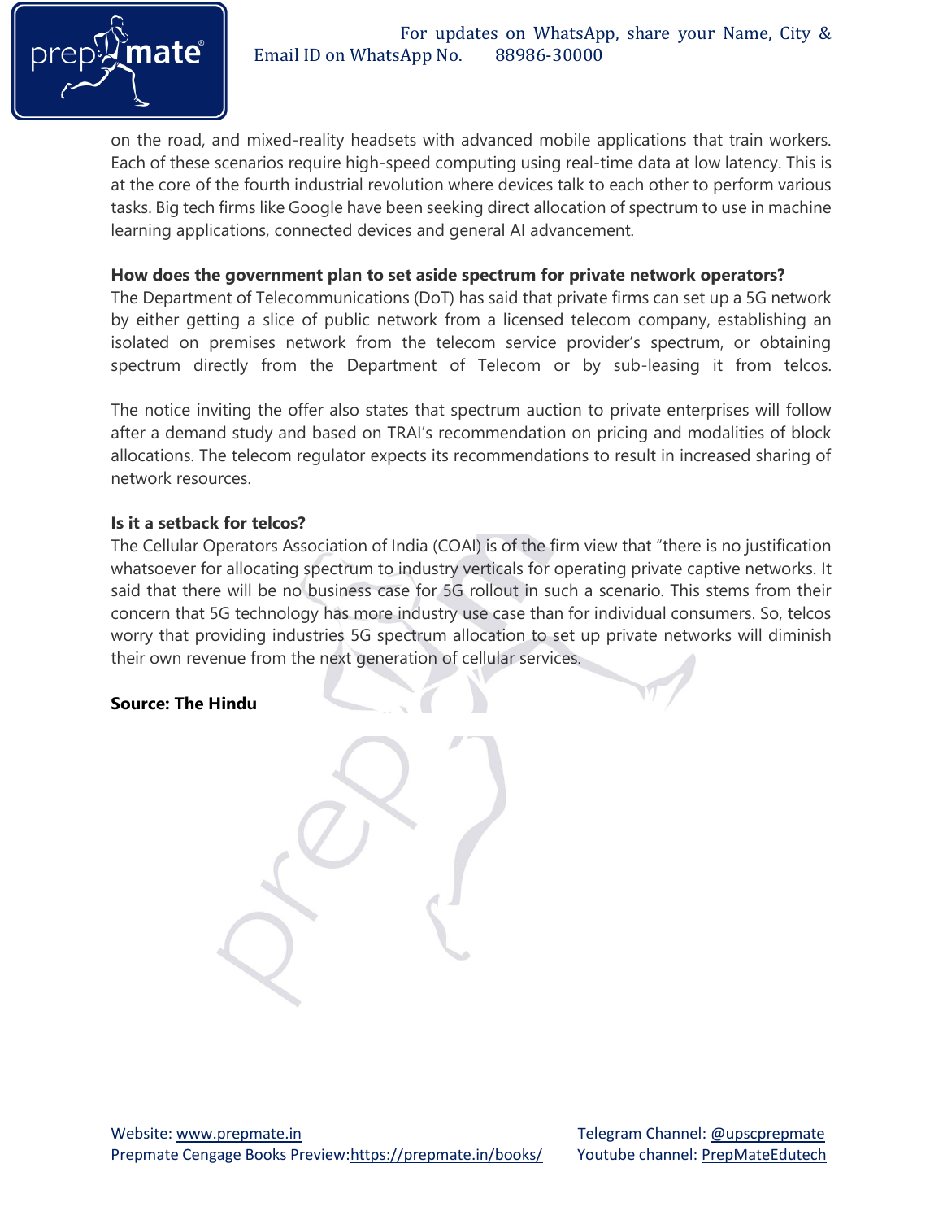on the road, and mixed-reality headsets with advanced mobile applications that train workers. Each of these scenarios require high-speed computing using real-time data at low latency. This is at the core of the fourth industrial revolution where devices talk to each other to perform various tasks. Big tech firms like Google have been seeking direct allocation of spectrum to use in machine learning applications, connected devices and general AI advancement.

**How does the government plan to set aside spectrum for private network operators?**

The Department of Telecommunications (DoT) has said that private firms can set up a 5G network by either getting a slice of public network from a licensed telecom company, establishing an isolated on premises network from the telecom service provider's spectrum, or obtaining spectrum directly from the Department of Telecom or by sub-leasing it from telcos.

The notice inviting the offer also states that spectrum auction to private enterprises will follow after a demand study and based on TRAI's recommendation on pricing and modalities of block allocations. The telecom regulator expects its recommendations to result in increased sharing of network resources.

**Is it a setback for telcos?**

The Cellular Operators Association of India (COAI) is of the firm view that "there is no justification whatsoever for allocating spectrum to industry verticals for operating private captive networks. It said that there will be no business case for 5G rollout in such a scenario. This stems from their concern that 5G technology has more industry use case than for individual consumers. So, telcos worry that providing industries 5G spectrum allocation to set up private networks will diminish their own revenue from the next generation of cellular services.

**Source: The Hindu**